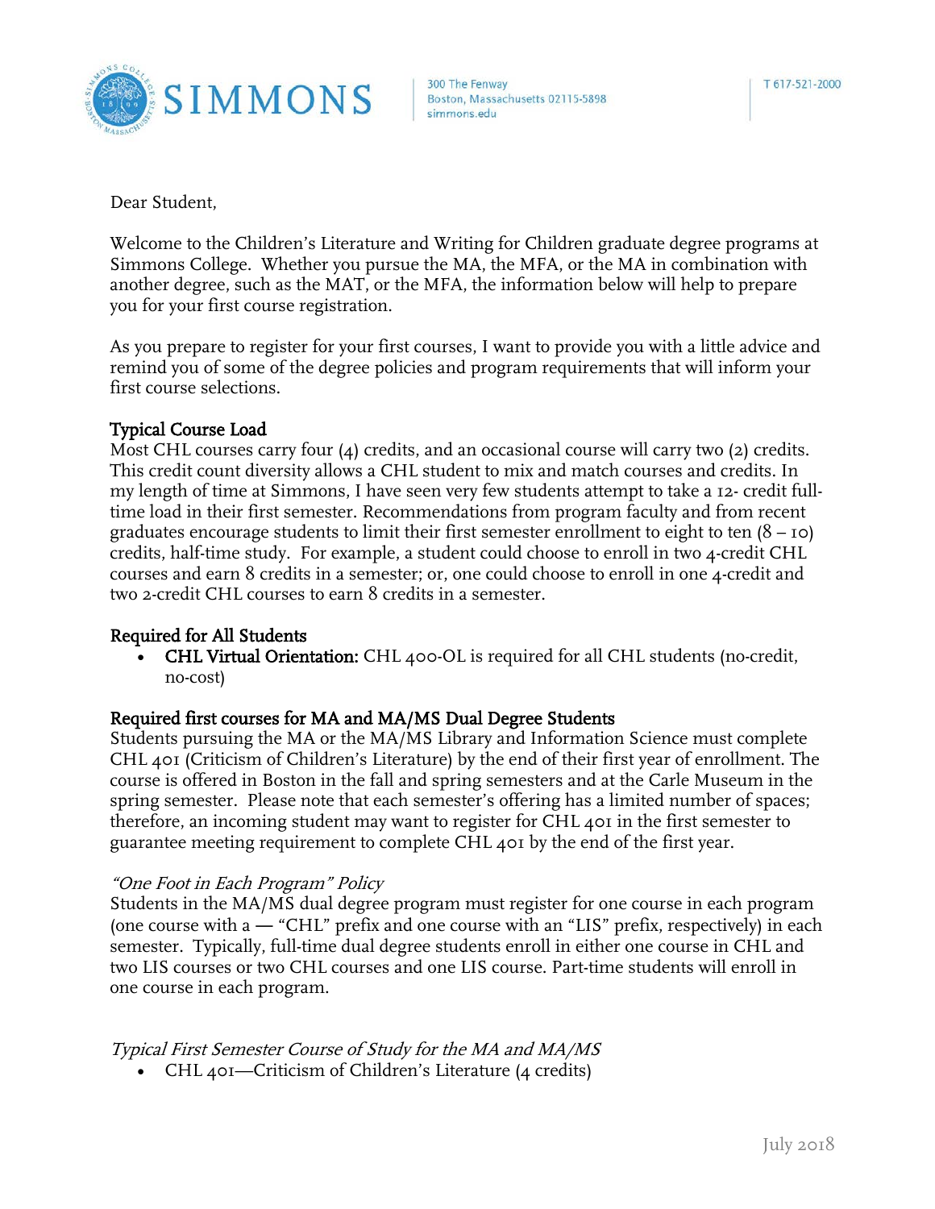Dear Student,

Welcome to the Children's Literature and Writing for Children graduate degree programs at Simmons College. Whether you pursue the MA, the MFA, or the MA in combination with another degree, such as the MAT, or the MFA, the information below will help to prepare you for your first course registration.

As you prepare to register for your first courses, I want to provide you with a little advice and remind you of some of the degree policies and program requirements that will inform your first course selections.

### Typical Course Load

Most CHL courses carry four (4) credits, and an occasional course will carry two (2) credits. This credit count diversity allows a CHL student to mix and match courses and credits. In my length of time at Simmons, I have seen very few students attempt to take a 12- credit full-time load in their first semester. Recommendations from program faculty and from recent graduates encourage students to limit their first semester enrollment to eight to ten (8 – 10) credits, half-time study. For example, a student could choose to enroll in two 4-credit CHL courses and earn 8 credits in a semester; or, one could choose to enroll in one 4-credit and two 2-credit CHL courses to earn 8 credits in a semester.

### Required for All Students

- **CHL Virtual Orientation:** CHL 400-OL is required for all CHL students (no-credit, no-cost)

### Required first courses for MA and MA/MS Dual Degree Students

Students pursuing the MA or the MA/MS Library and Information Science must complete CHL 401 (Criticism of Children's Literature) by the end of their first year of enrollment. The course is offered in Boston in the fall and spring semesters and at the Carle Museum in the spring semester. Please note that each semester's offering has a limited number of spaces; therefore, an incoming student may want to register for CHL 401 in the first semester to guarantee meeting requirement to complete CHL 401 by the end of the first year.

*"One Foot in Each Program" Policy*

Students in the MA/MS dual degree program must register for one course in each program (one course with a — "CHL" prefix and one course with an "LIS" prefix, respectively) in each semester. Typically, full-time dual degree students enroll in either one course in CHL and two LIS courses or two CHL courses and one LIS course. Part-time students will enroll in one course in each program.

*Typical First Semester Course of Study for the MA and MA/MS*

- CHL 401—Criticism of Children's Literature (4 credits)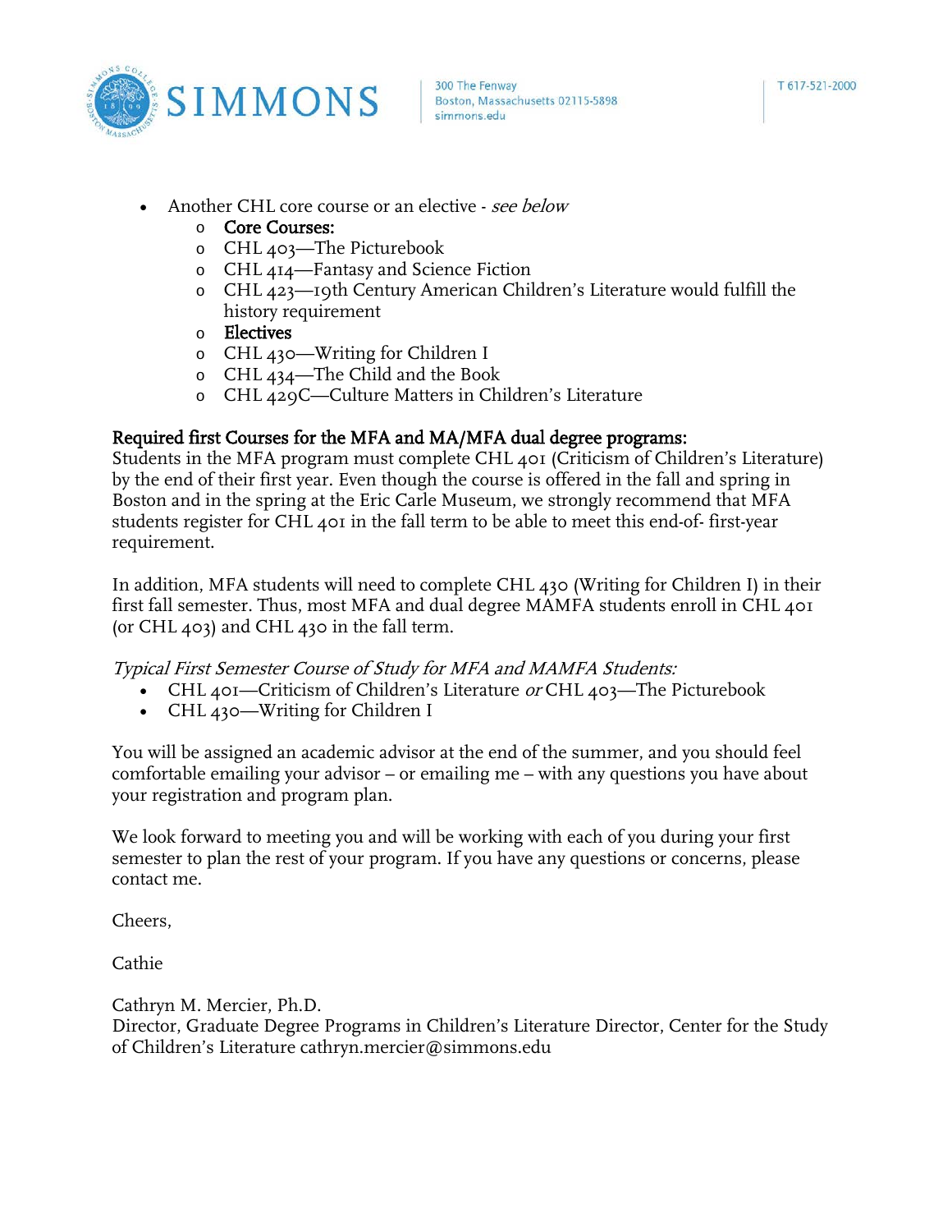- Another CHL core course or an elective - *see below*
    - **Core Courses:**
    - CHL 403—The Picturebook
    - CHL 414—Fantasy and Science Fiction
    - CHL 423—19th Century American Children's Literature would fulfill the history requirement
    - **Electives**
    - CHL 430—Writing for Children I
    - CHL 434—The Child and the Book
    - CHL 429C—Culture Matters in Children's Literature

**Required first Courses for the MFA and MA/MFA dual degree programs:**
Students in the MFA program must complete CHL 401 (Criticism of Children's Literature) by the end of their first year. Even though the course is offered in the fall and spring in Boston and in the spring at the Eric Carle Museum, we strongly recommend that MFA students register for CHL 401 in the fall term to be able to meet this end-of- first-year requirement.

In addition, MFA students will need to complete CHL 430 (Writing for Children I) in their first fall semester. Thus, most MFA and dual degree MAMFA students enroll in CHL 401 (or CHL 403) and CHL 430 in the fall term.

*Typical First Semester Course of Study for MFA and MAMFA Students:*

- CHL 401—Criticism of Children's Literature *or* CHL 403—The Picturebook
- CHL 430—Writing for Children I

You will be assigned an academic advisor at the end of the summer, and you should feel comfortable emailing your advisor – or emailing me – with any questions you have about your registration and program plan.

We look forward to meeting you and will be working with each of you during your first semester to plan the rest of your program. If you have any questions or concerns, please contact me.

Cheers,

Cathie

Cathryn M. Mercier, Ph.D.
Director, Graduate Degree Programs in Children's Literature Director, Center for the Study of Children's Literature cathryn.mercier@simmons.edu